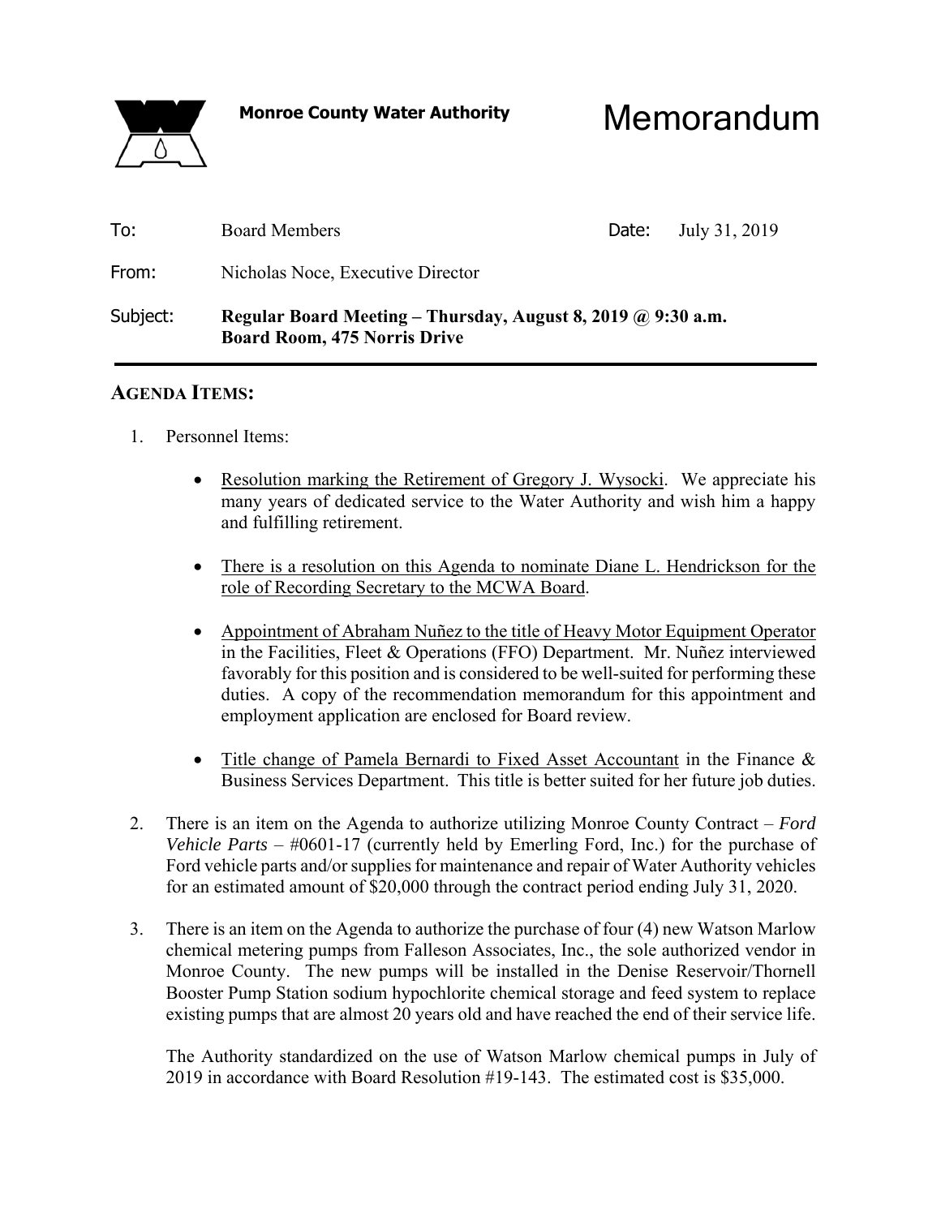**Monroe County Water Authority**

# Memorandum

| | | | |
|---|---|---|---|
| To: | Board Members | Date: | July 31, 2019 |
| From: | Nicholas Noce, Executive Director | | |
| Subject: | **Regular Board Meeting – Thursday, August 8, 2019 @ 9:30 a.m.**<br>**Board Room, 475 Norris Drive** | | |

---

## AGENDA ITEMS:

1. Personnel Items:

   - Resolution marking the Retirement of Gregory J. Wysocki. We appreciate his many years of dedicated service to the Water Authority and wish him a happy and fulfilling retirement.

   - There is a resolution on this Agenda to nominate Diane L. Hendrickson for the role of Recording Secretary to the MCWA Board.

   - Appointment of Abraham Nuñez to the title of Heavy Motor Equipment Operator in the Facilities, Fleet & Operations (FFO) Department. Mr. Nuñez interviewed favorably for this position and is considered to be well-suited for performing these duties. A copy of the recommendation memorandum for this appointment and employment application are enclosed for Board review.

   - Title change of Pamela Bernardi to Fixed Asset Accountant in the Finance & Business Services Department. This title is better suited for her future job duties.

2. There is an item on the Agenda to authorize utilizing Monroe County Contract – *Ford Vehicle Parts* – #0601-17 (currently held by Emerling Ford, Inc.) for the purchase of Ford vehicle parts and/or supplies for maintenance and repair of Water Authority vehicles for an estimated amount of $20,000 through the contract period ending July 31, 2020.

3. There is an item on the Agenda to authorize the purchase of four (4) new Watson Marlow chemical metering pumps from Falleson Associates, Inc., the sole authorized vendor in Monroe County. The new pumps will be installed in the Denise Reservoir/Thornell Booster Pump Station sodium hypochlorite chemical storage and feed system to replace existing pumps that are almost 20 years old and have reached the end of their service life.

   The Authority standardized on the use of Watson Marlow chemical pumps in July of 2019 in accordance with Board Resolution #19-143. The estimated cost is $35,000.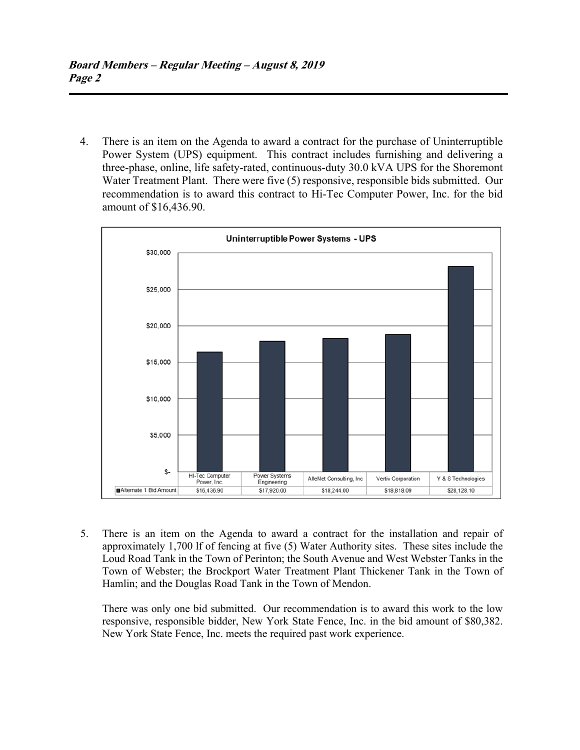4. There is an item on the Agenda to award a contract for the purchase of Uninterruptible Power System (UPS) equipment. This contract includes furnishing and delivering a three-phase, online, life safety-rated, continuous-duty 30.0 kVA UPS for the Shoremont Water Treatment Plant. There were five (5) responsive, responsible bids submitted. Our recommendation is to award this contract to Hi-Tec Computer Power, Inc. for the bid amount of $16,436.90.

**Uninterruptible Power Systems - UPS**

| | HI-Tec Computer Power, Inc. | Power Systems Engineering | AlfeNet Consulting, Inc | Vertiv Corporation | Y & S Technologies |
|---|---|---|---|---|---|
| Alternate 1 Bid Amount | $16,436.90 | $17,920.00 | $18,244.00 | $18,818.09 | $28,128.10 |

5. There is an item on the Agenda to award a contract for the installation and repair of approximately 1,700 lf of fencing at five (5) Water Authority sites. These sites include the Loud Road Tank in the Town of Perinton; the South Avenue and West Webster Tanks in the Town of Webster; the Brockport Water Treatment Plant Thickener Tank in the Town of Hamlin; and the Douglas Road Tank in the Town of Mendon.

   There was only one bid submitted. Our recommendation is to award this work to the low responsive, responsible bidder, New York State Fence, Inc. in the bid amount of $80,382. New York State Fence, Inc. meets the required past work experience.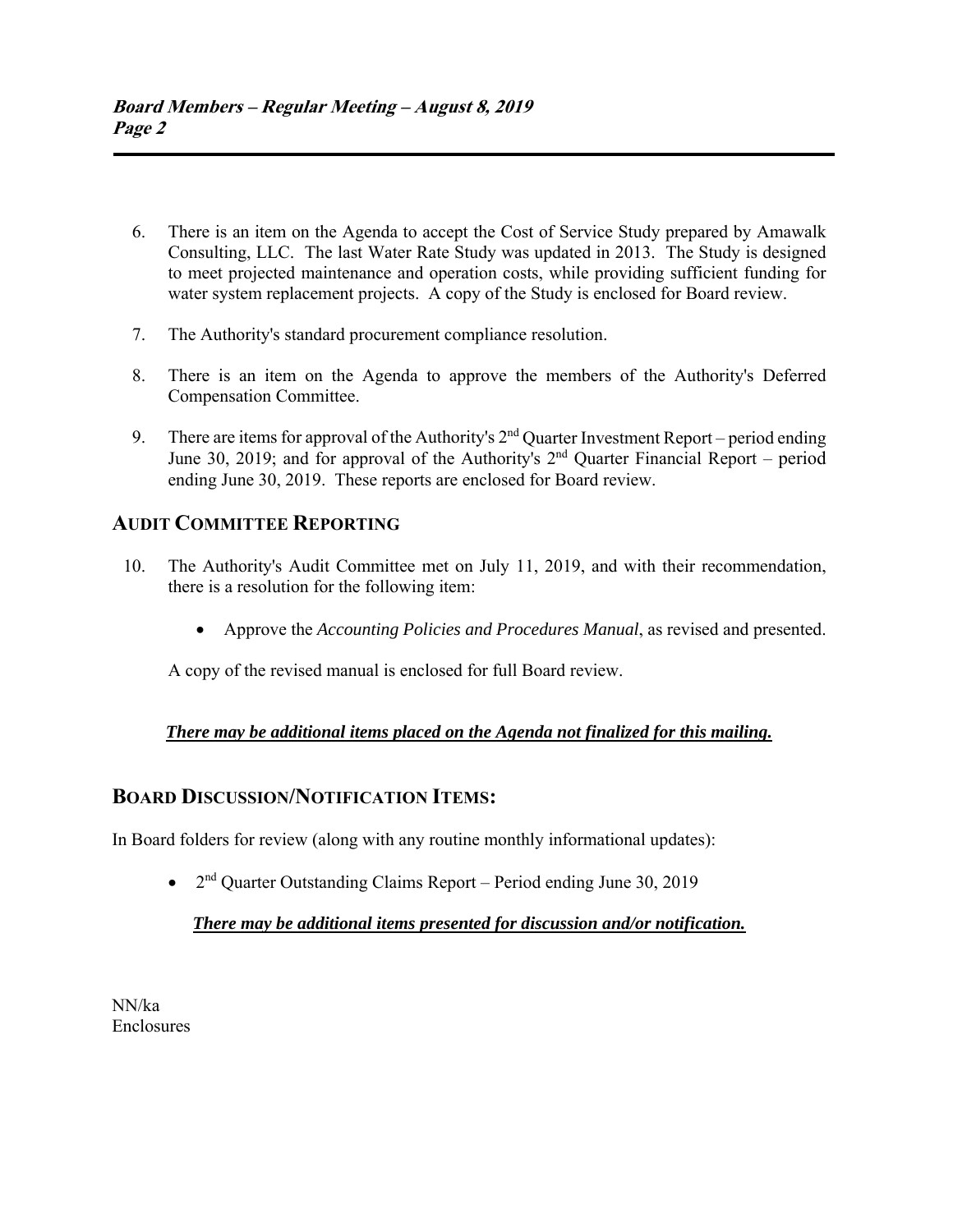6. There is an item on the Agenda to accept the Cost of Service Study prepared by Amawalk Consulting, LLC. The last Water Rate Study was updated in 2013. The Study is designed to meet projected maintenance and operation costs, while providing sufficient funding for water system replacement projects. A copy of the Study is enclosed for Board review.

7. The Authority's standard procurement compliance resolution.

8. There is an item on the Agenda to approve the members of the Authority's Deferred Compensation Committee.

9. There are items for approval of the Authority's 2nd Quarter Investment Report – period ending June 30, 2019; and for approval of the Authority's 2nd Quarter Financial Report – period ending June 30, 2019. These reports are enclosed for Board review.

## AUDIT COMMITTEE REPORTING

10. The Authority's Audit Committee met on July 11, 2019, and with their recommendation, there is a resolution for the following item:

    - Approve the *Accounting Policies and Procedures Manual*, as revised and presented.

    A copy of the revised manual is enclosed for full Board review.

***There may be additional items placed on the Agenda not finalized for this mailing.***

## BOARD DISCUSSION/NOTIFICATION ITEMS:

In Board folders for review (along with any routine monthly informational updates):

- 2nd Quarter Outstanding Claims Report – Period ending June 30, 2019

***There may be additional items presented for discussion and/or notification.***

NN/ka
Enclosures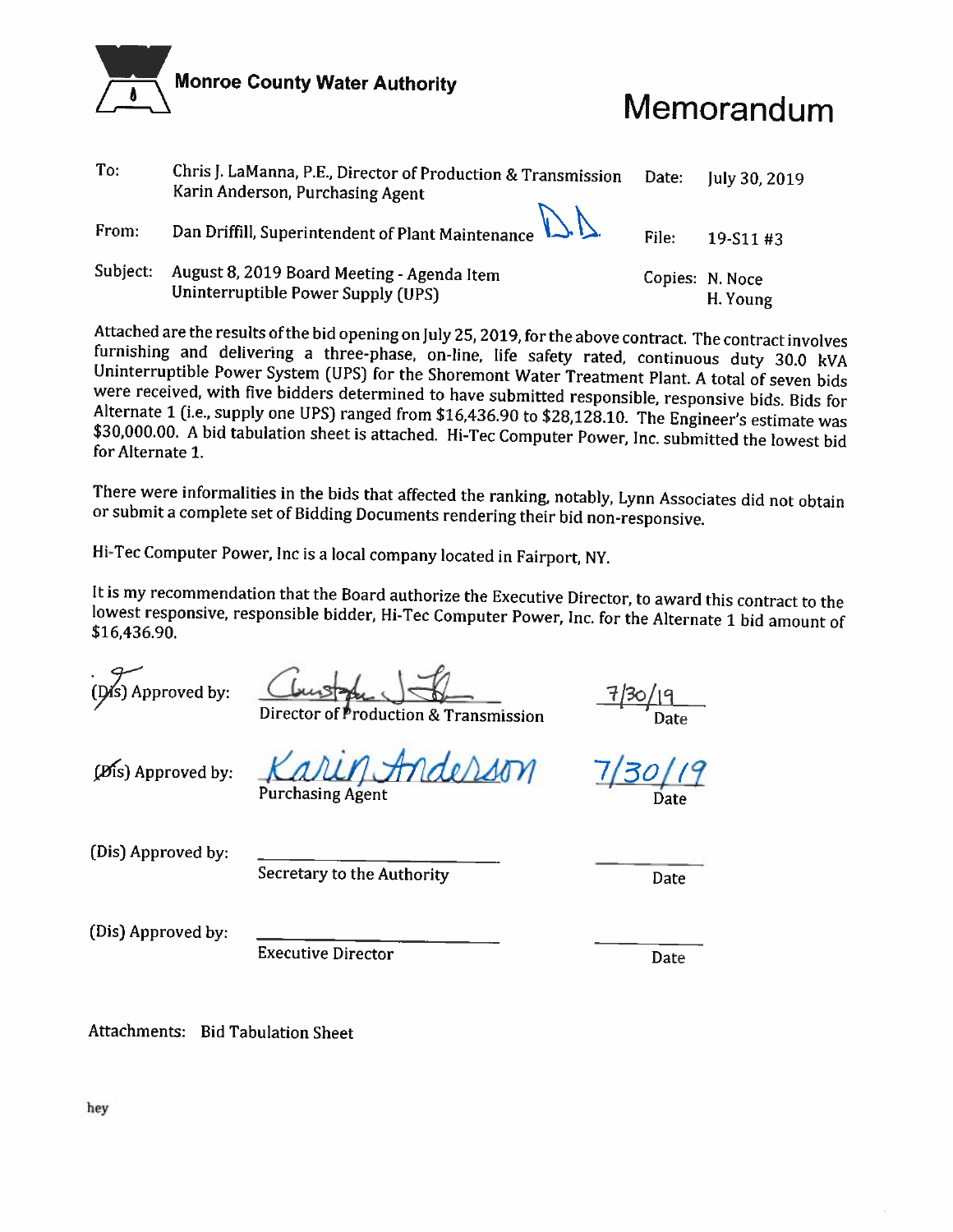**Monroe County Water Authority**

# Memorandum

| | | | |
|---|---|---|---|
| To: | Chris J. LaManna, P.E., Director of Production & Transmission<br>Karin Anderson, Purchasing Agent | Date: | July 30, 2019 |
| From: | Dan Driffill, Superintendent of Plant Maintenance D.D. | File: | 19-S11 #3 |
| Subject: | August 8, 2019 Board Meeting - Agenda Item<br>Uninterruptible Power Supply (UPS) | Copies: | N. Noce<br>H. Young |

Attached are the results of the bid opening on July 25, 2019, for the above contract. The contract involves furnishing and delivering a three-phase, on-line, life safety rated, continuous duty 30.0 kVA Uninterruptible Power System (UPS) for the Shoremont Water Treatment Plant. A total of seven bids were received, with five bidders determined to have submitted responsible, responsive bids. Bids for Alternate 1 (i.e., supply one UPS) ranged from $16,436.90 to $28,128.10. The Engineer's estimate was $30,000.00. A bid tabulation sheet is attached. Hi-Tec Computer Power, Inc. submitted the lowest bid for Alternate 1.

There were informalities in the bids that affected the ranking, notably, Lynn Associates did not obtain or submit a complete set of Bidding Documents rendering their bid non-responsive.

Hi-Tec Computer Power, Inc is a local company located in Fairport, NY.

It is my recommendation that the Board authorize the Executive Director, to award this contract to the lowest responsive, responsible bidder, Hi-Tec Computer Power, Inc. for the Alternate 1 bid amount of $16,436.90.

| | | |
|---|---|---|
| ~~(Dis)~~ Approved by: | *[signature]*<br>Director of Production & Transmission | 7/30/19<br>Date |
| ~~(Dis)~~ Approved by: | *Karin Anderson*<br>Purchasing Agent | 7/30/19<br>Date |
| (Dis) Approved by: | \_\_\_\_\_\_\_\_\_\_\_\_\_\_\_\_<br>Secretary to the Authority | \_\_\_\_\_\_\_\_<br>Date |
| (Dis) Approved by: | \_\_\_\_\_\_\_\_\_\_\_\_\_\_\_\_<br>Executive Director | \_\_\_\_\_\_\_\_<br>Date |

Attachments: Bid Tabulation Sheet

hey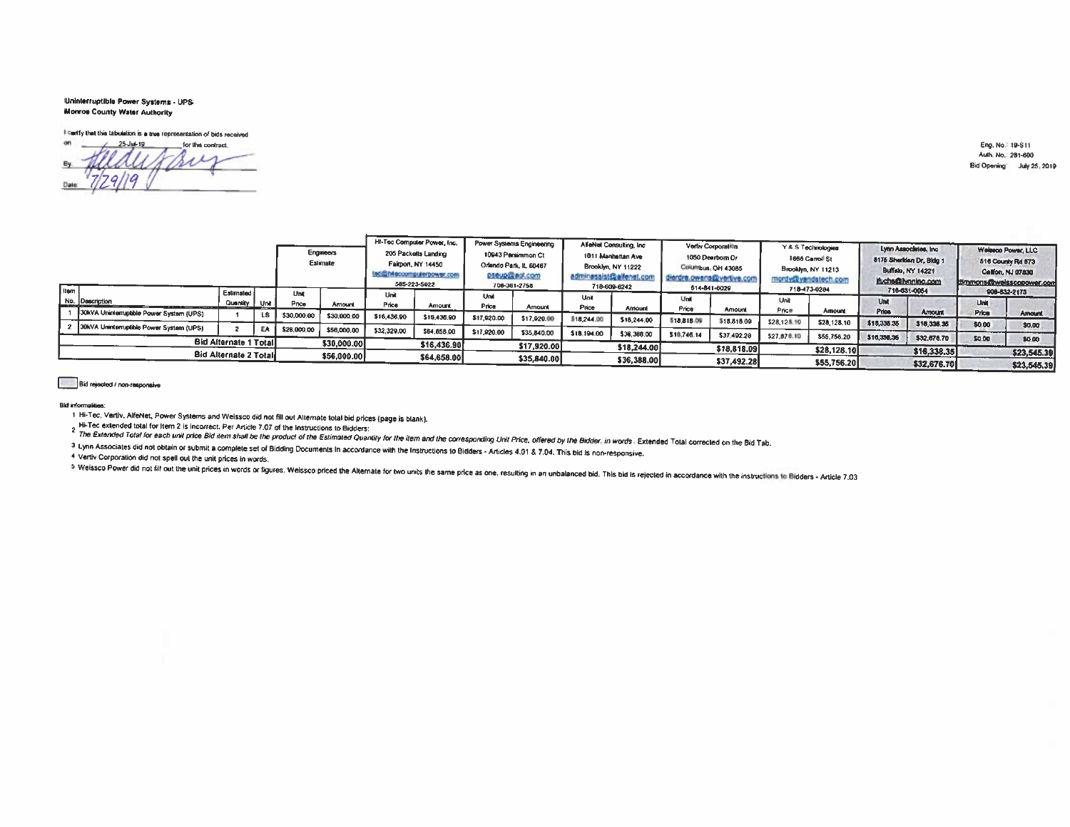**Uninterruptible Power Systems - UPS**
**Monroe County Water Authority**

I certify that this tabulation is a true representation of bids received on 25-Jul-19 for this contract.

By: _____________

Date: 7/29/19

Eng. No.: 19-S11
Auth. No.: 261-600
Bid Opening: July 25, 2019

| Item No. | Description | Estimated Quantity | Unit | Engineers Estimate | | Hi-Tec Computer Power, Inc. 205 Packetts Landing Fairport, NY 14450 ted@hiteccomputerpower.com 585-223-5922 | | Power Systems Engineering 10943 Persimmon Ct Orlando Park, IL 60467 pseup@aol.com 708-361-2756 | | AlfeNet Consulting, Inc 1011 Manhattan Ave Brooklyn, NY 11222 adminassist@alfenet.com 718-609-6242 | | Vertiv Corporation 1050 Dearborn Dr Columbus, OH 43085 dierdre.owens@vertiv.com 614-841-6029 | | Y & S Technologies 1666 Carroll St Brooklyn, NY 11213 mordy@ysndstech.com 718-473-0284 | | Lynn Associates, Inc 6175 Sheridan Dr, Bldg 1 Buffalo, NY 14221 lfuchs@lynninc.com 716-631-0064 | | Weissco Power, LLC 516 County Rd 573 Califon, NJ 07830 timmons@weisscopower.com 908-832-2173 | |
|---|---|---|---|---|---|---|---|---|---|---|---|---|---|---|---|---|---|---|---|
| | | | | Unit Price | Amount | Unit Price | Amount | Unit Price | Amount | Unit Price | Amount | Unit Price | Amount | Unit Price | Amount | Unit Price | Amount | Unit Price | Amount |
| 1 | 30kVA Uninterruptible Power System (UPS) | 1 | LS | $30,000.00 | $30,000.00 | $16,436.90 | $16,436.90 | $17,920.00 | $17,920.00 | $18,244.00 | $18,244.00 | $18,818.09 | $18,818.09 | $28,128.10 | $28,128.10 | $16,338.35 | $16,338.35 | $0.00 | $0.00 |
| 2 | 30kVA Uninterruptible Power System (UPS) | 2 | EA | $28,000.00 | $56,000.00 | $32,329.00 | $64,658.00 | $17,920.00 | $35,840.00 | $18,194.00 | $36,388.00 | $18,746.14 | $37,492.28 | $27,878.10 | $55,756.20 | $16,338.35 | $32,676.70 | $0.00 | $0.00 |
| | Bid Alternate 1 Total | | | | $30,000.00 | | $16,436.90 | | $17,920.00 | | $18,244.00 | | $18,818.09 | | $28,128.10 | | $16,338.35 | | $23,545.39 |
| | Bid Alternate 2 Total | | | | $56,000.00 | | $64,658.00 | | $35,840.00 | | $36,388.00 | | $37,492.28 | | $55,756.20 | | $32,676.70 | | $23,545.39 |

Bid rejected / non-responsive

**Bid informalities:**

1. Hi-Tec, Vertiv, AlfeNet, Power Systems and Weissco did not fill out Alternate total bid prices (page is blank).
2. Hi-Tec extended total for Item 2 is incorrect. Per Article 7.07 of the Instructions to Bidders: *The Extended Total for each unit price Bid item shall be the product of the Estimated Quantity for the item and the corresponding Unit Price, offered by the Bidder, in words.* Extended Total corrected on the Bid Tab.
3. Lynn Associates did not obtain or submit a complete set of Bidding Documents in accordance with the Instructions to Bidders - Articles 4.01 & 7.04. This bid is non-responsive.
4. Vertiv Corporation did not spell out the unit prices in words.
5. Weissco Power did not fill out the unit prices in words or figures. Weissco priced the Alternate for two units the same price as one, resulting in an unbalanced bid. This bid is rejected in accordance with the instructions to Bidders - Article 7.03